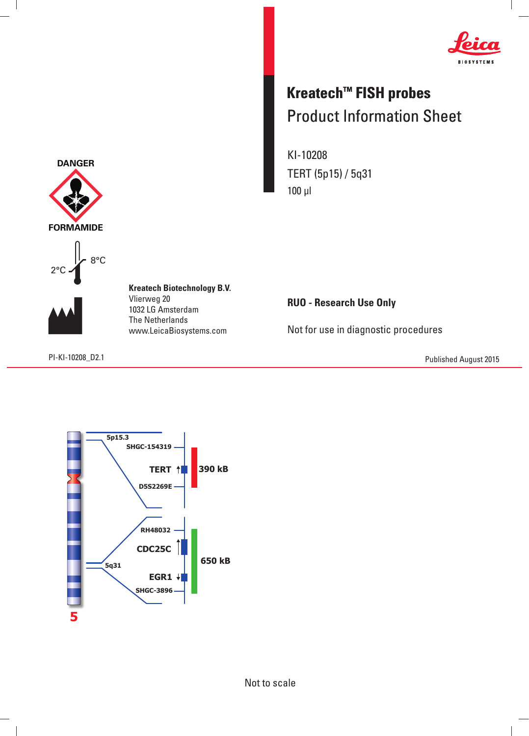# Kreatech™ FISH probes

## Product Information Sheet

KI-10208

TERT (5p15) / 5q31

100 µl

DANGER

FORMAMIDE

2°C 8°C

**Kreatech Biotechnology B.V.**
Vlierweg 20
1032 LG Amsterdam
The Netherlands
www.LeicaBiosystems.com

**RUO - Research Use Only**

Not for use in diagnostic procedures

PI-KI-10208_D2.1

Published August 2015

5p15.3

SHGC-154319

TERT

390 kB

D5S2269E

RH48032

CDC25C

650 kB

5q31

EGR1

SHGC-3896

5

Not to scale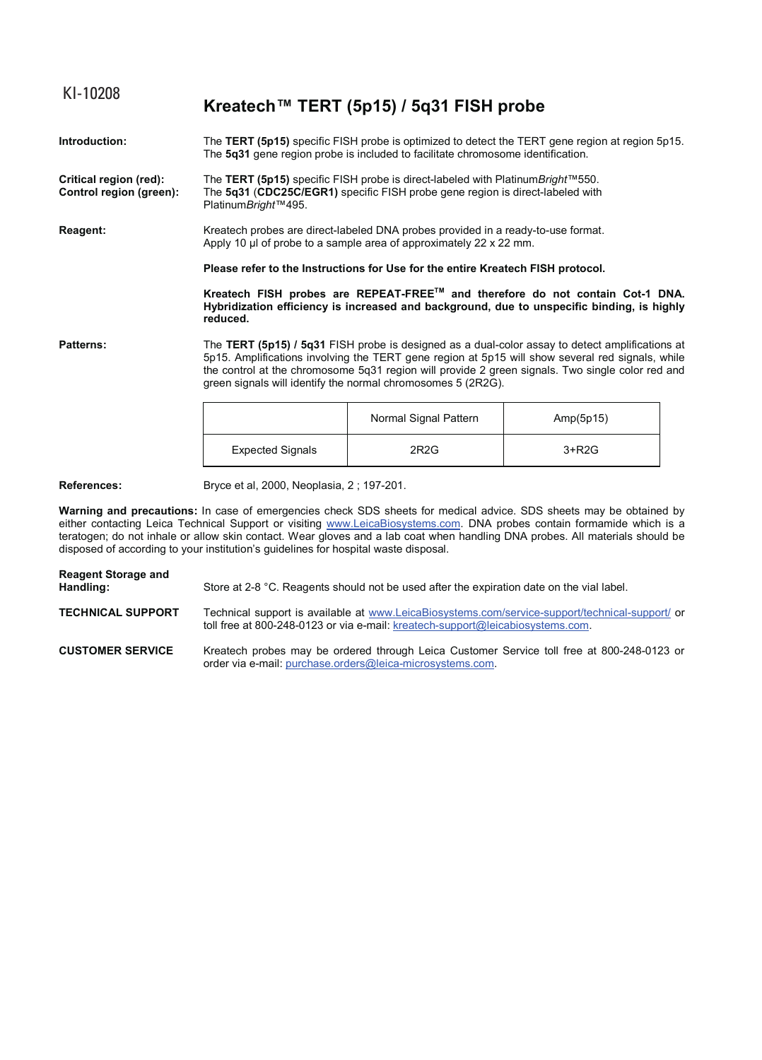KI-10208

# Kreatech™ TERT (5p15) / 5q31 FISH probe

**Introduction:** The **TERT (5p15)** specific FISH probe is optimized to detect the TERT gene region at region 5p15. The **5q31** gene region probe is included to facilitate chromosome identification.

**Critical region (red):**
**Control region (green):**
The **TERT (5p15)** specific FISH probe is direct-labeled with Platinum*Bright*™550.
The **5q31** (**CDC25C/EGR1)** specific FISH probe gene region is direct-labeled with Platinum*Bright*™495.

**Reagent:** Kreatech probes are direct-labeled DNA probes provided in a ready-to-use format. Apply 10 µl of probe to a sample area of approximately 22 x 22 mm.

**Please refer to the Instructions for Use for the entire Kreatech FISH protocol.**

**Kreatech FISH probes are REPEAT-FREE™ and therefore do not contain Cot-1 DNA. Hybridization efficiency is increased and background, due to unspecific binding, is highly reduced.**

**Patterns:** The **TERT (5p15) / 5q31** FISH probe is designed as a dual-color assay to detect amplifications at 5p15. Amplifications involving the TERT gene region at 5p15 will show several red signals, while the control at the chromosome 5q31 region will provide 2 green signals. Two single color red and green signals will identify the normal chromosomes 5 (2R2G).

| | Normal Signal Pattern | Amp(5p15) |
|---|---|---|
| Expected Signals | 2R2G | 3+R2G |

**References:** Bryce et al, 2000, Neoplasia, 2 ; 197-201.

**Warning and precautions:** In case of emergencies check SDS sheets for medical advice. SDS sheets may be obtained by either contacting Leica Technical Support or visiting www.LeicaBiosystems.com. DNA probes contain formamide which is a teratogen; do not inhale or allow skin contact. Wear gloves and a lab coat when handling DNA probes. All materials should be disposed of according to your institution's guidelines for hospital waste disposal.

**Reagent Storage and Handling:** Store at 2-8 °C. Reagents should not be used after the expiration date on the vial label.

**TECHNICAL SUPPORT** Technical support is available at www.LeicaBiosystems.com/service-support/technical-support/ or toll free at 800-248-0123 or via e-mail: kreatech-support@leicabiosystems.com.

**CUSTOMER SERVICE** Kreatech probes may be ordered through Leica Customer Service toll free at 800-248-0123 or order via e-mail: purchase.orders@leica-microsystems.com.